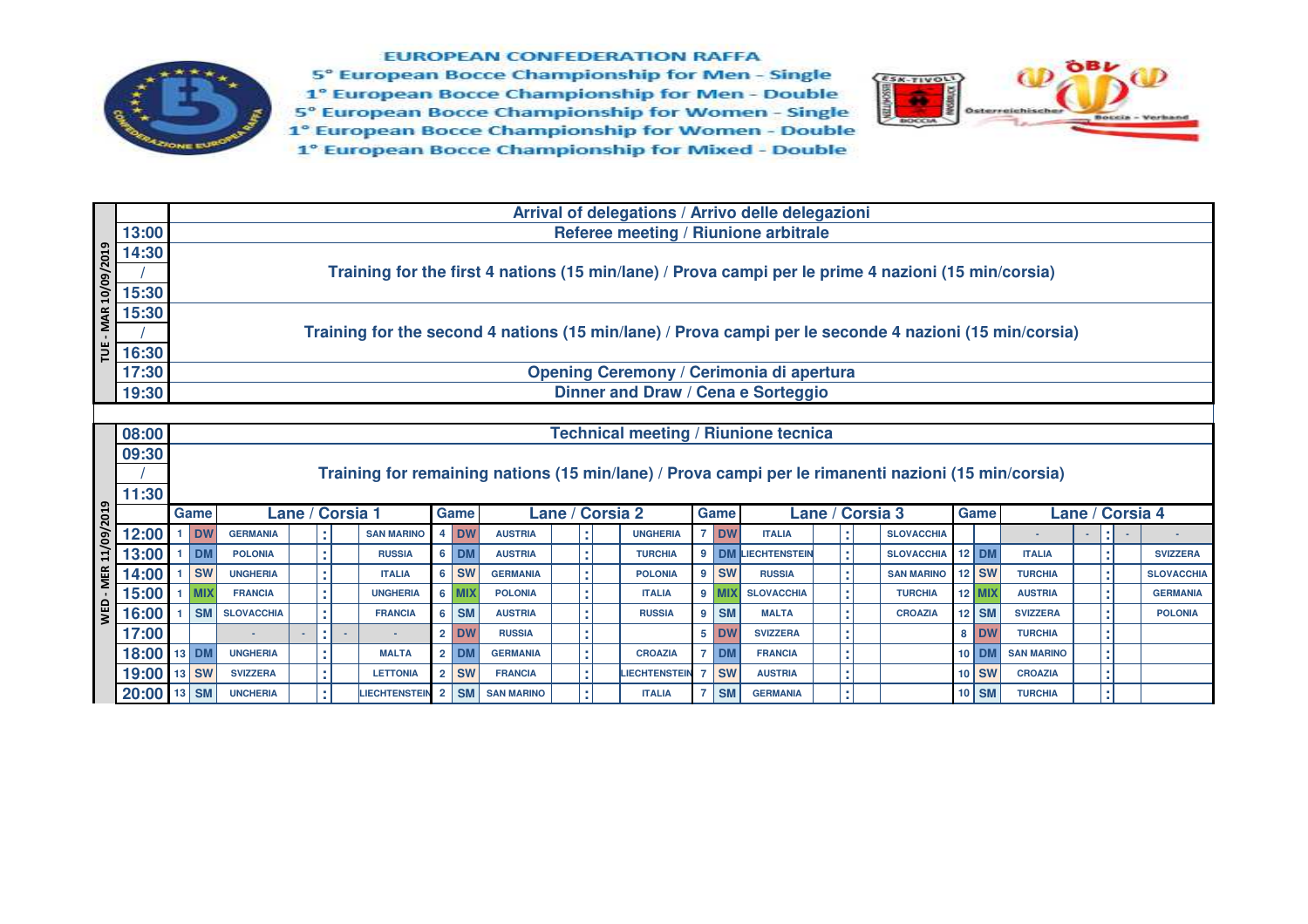# EUROPEAN CONFEDERATION RAFFA

5° European Bocce Championship for Men - Single
1° European Bocce Championship for Men - Double
5° European Bocce Championship for Women - Single
1° European Bocce Championship for Women - Double
1° European Bocce Championship for Mixed - Double

## TUE - MAR 10/09/2019

| Time | Event |
|---|---|
| | Arrival of delegations / Arrivo delle delegazioni |
| 13:00 | Referee meeting / Riunione arbitrale |
| 14:30 / 15:30 | Training for the first 4 nations (15 min/lane) / Prova campi per le prime 4 nazioni (15 min/corsia) |
| 15:30 / 16:30 | Training for the second 4 nations (15 min/lane) / Prova campi per le seconde 4 nazioni (15 min/corsia) |
| 17:30 | Opening Ceremony / Cerimonia di apertura |
| 19:30 | Dinner and Draw / Cena e Sorteggio |

## WED - MER 11/09/2019

| Time | Event |
|---|---|
| 08:00 | Technical meeting / Riunione tecnica |
| 09:30 / 11:30 | Training for remaining nations (15 min/lane) / Prova campi per le rimanenti nazioni (15 min/corsia) |

| Time | Game | | Lane / Corsia 1 | | | | Game | | Lane / Corsia 2 | | | | Game | | Lane / Corsia 3 | | | | Game | | Lane / Corsia 4 | | | |
|---|---|---|---|---|---|---|---|---|---|---|---|---|---|---|---|---|---|---|---|---|---|---|---|---|
| 12:00 | 1 | DW | GERMANIA | | : | SAN MARINO | 4 | DW | AUSTRIA | | : | UNGHERIA | 7 | DW | ITALIA | | : | SLOVACCHIA | | | - | - | : - | - |
| 13:00 | 1 | DM | POLONIA | | : | RUSSIA | 6 | DM | AUSTRIA | | : | TURCHIA | 9 | DM | LIECHTENSTEIN | | : | SLOVACCHIA | 12 | DM | ITALIA | | : | SVIZZERA |
| 14:00 | 1 | SW | UNGHERIA | | : | ITALIA | 6 | SW | GERMANIA | | : | POLONIA | 9 | SW | RUSSIA | | : | SAN MARINO | 12 | SW | TURCHIA | | : | SLOVACCHIA |
| 15:00 | 1 | MIX | FRANCIA | | : | UNGHERIA | 6 | MIX | POLONIA | | : | ITALIA | 9 | MIX | SLOVACCHIA | | : | TURCHIA | 12 | MIX | AUSTRIA | | : | GERMANIA |
| 16:00 | 1 | SM | SLOVACCHIA | | : | FRANCIA | 6 | SM | AUSTRIA | | : | RUSSIA | 9 | SM | MALTA | | : | CROAZIA | 12 | SM | SVIZZERA | | : | POLONIA |
| 17:00 | | | - | - | : - | - | 2 | DW | RUSSIA | | : | | 5 | DW | SVIZZERA | | : | | 8 | DW | TURCHIA | | : | |
| 18:00 | 13 | DM | UNGHERIA | | : | MALTA | 2 | DM | GERMANIA | | : | CROAZIA | 7 | DM | FRANCIA | | : | | 10 | DM | SAN MARINO | | : | |
| 19:00 | 13 | SW | SVIZZERA | | : | LETTONIA | 2 | SW | FRANCIA | | : | LIECHTENSTEIN | 7 | SW | AUSTRIA | | : | | 10 | SW | CROAZIA | | : | |
| 20:00 | 13 | SM | UNCHERIA | | : | LIECHTENSTEIN | 2 | SM | SAN MARINO | | : | ITALIA | 7 | SM | GERMANIA | | : | | 10 | SM | TURCHIA | | : | |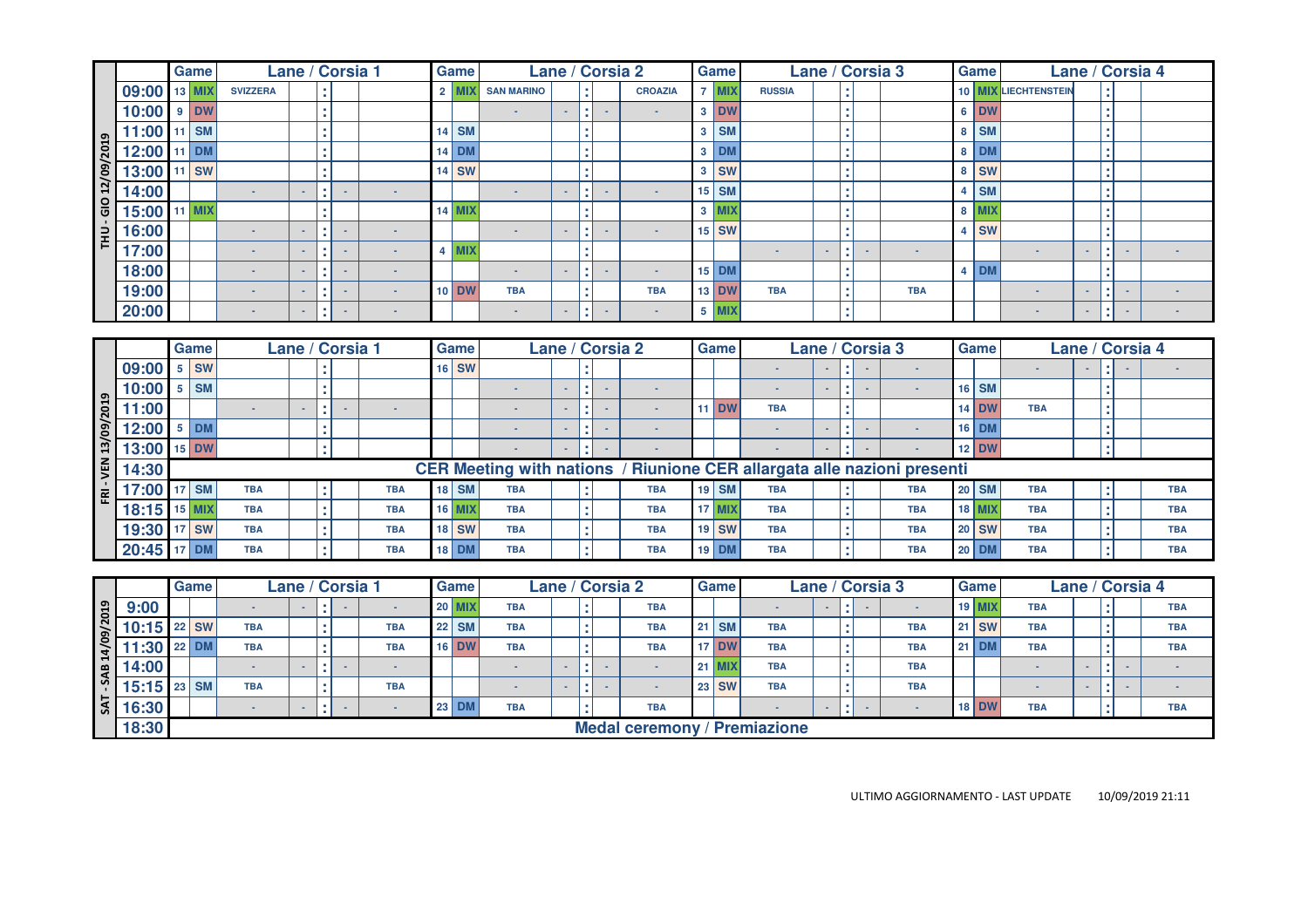| THU - GIO 12/09/2019 | Game | | Lane / Corsia 1 | | | | | Game | | Lane / Corsia 2 | | | | | Game | | Lane / Corsia 3 | | | | | Game | | Lane / Corsia 4 | | | | |
|---|---|---|---|---|---|---|---|---|---|---|---|---|---|---|---|---|---|---|---|---|---|---|---|---|---|---|---|---|
| 09:00 | 13 | MIX | SVIZZERA | | : | | | 2 | MIX | SAN MARINO | | : | | CROAZIA | 7 | MIX | RUSSIA | | : | | | 10 | MIX | LIECHTENSTEIN | | : | | |
| 10:00 | 9 | DW | | | : | | | | | - | - | : | - | - | 3 | DW | | | : | | | 6 | DW | | | : | | |
| 11:00 | 11 | SM | | | : | | | 14 | SM | | | : | | | 3 | SM | | | : | | | 8 | SM | | | : | | |
| 12:00 | 11 | DM | | | : | | | 14 | DM | | | : | | | 3 | DM | | | : | | | 8 | DM | | | : | | |
| 13:00 | 11 | SW | | | : | | | 14 | SW | | | : | | | 3 | SW | | | : | | | 8 | SW | | | : | | |
| 14:00 | | | - | - | : | - | - | | | - | - | : | - | - | 15 | SM | | | : | | | 4 | SM | | | : | | |
| 15:00 | 11 | MIX | | | : | | | 14 | MIX | | | : | | | 3 | MIX | | | : | | | 8 | MIX | | | : | | |
| 16:00 | | | - | - | : | - | - | | | - | - | : | - | - | 15 | SW | | | : | | | 4 | SW | | | : | | |
| 17:00 | | | - | - | : | - | - | 4 | MIX | | | : | | | | | - | - | : | - | - | | | - | - | : | - | - |
| 18:00 | | | - | - | : | - | - | | | - | - | : | - | - | 15 | DM | | | : | | | 4 | DM | | | : | | |
| 19:00 | | | - | - | : | - | - | 10 | DW | TBA | | : | | TBA | 13 | DW | TBA | | : | | TBA | | | - | - | : | - | - |
| 20:00 | | | - | - | : | - | - | | | - | - | : | - | - | 5 | MIX | | | : | | | | | - | - | : | - | - |

| FRI - VEN 13/09/2019 | Game | | Lane / Corsia 1 | | | | | Game | | Lane / Corsia 2 | | | | | Game | | Lane / Corsia 3 | | | | | Game | | Lane / Corsia 4 | | | | |
|---|---|---|---|---|---|---|---|---|---|---|---|---|---|---|---|---|---|---|---|---|---|---|---|---|---|---|---|---|
| 09:00 | 5 | SW | | | : | | | 16 | SW | | | : | | | | | - | - | : | - | - | | | - | - | : | - | - |
| 10:00 | 5 | SM | | | : | | | | | - | - | : | - | - | | | - | - | : | - | - | 16 | SM | | | : | | |
| 11:00 | | | - | - | : | - | - | | | - | - | : | - | - | 11 | DW | TBA | | : | | | 14 | DW | TBA | | : | | |
| 12:00 | 5 | DM | | | : | | | | | - | - | : | - | - | | | - | - | : | - | - | 16 | DM | | | : | | |
| 13:00 | 15 | DW | | | : | | | | | - | - | : | - | - | | | - | - | : | - | - | 12 | DW | | | : | | |
| 14:30 | CER Meeting with nations / Riunione CER allargata alle nazioni presenti | | | | | | | | | | | | | | | | | | | | | | | | | | | |
| 17:00 | 17 | SM | TBA | | : | | TBA | 18 | SM | TBA | | : | | TBA | 19 | SM | TBA | | : | | TBA | 20 | SM | TBA | | : | | TBA |
| 18:15 | 15 | MIX | TBA | | : | | TBA | 16 | MIX | TBA | | : | | TBA | 17 | MIX | TBA | | : | | TBA | 18 | MIX | TBA | | : | | TBA |
| 19:30 | 17 | SW | TBA | | : | | TBA | 18 | SW | TBA | | : | | TBA | 19 | SW | TBA | | : | | TBA | 20 | SW | TBA | | : | | TBA |
| 20:45 | 17 | DM | TBA | | : | | TBA | 18 | DM | TBA | | : | | TBA | 19 | DM | TBA | | : | | TBA | 20 | DM | TBA | | : | | TBA |

| SAT - SAB 14/09/2019 | Game | | Lane / Corsia 1 | | | | | Game | | Lane / Corsia 2 | | | | | Game | | Lane / Corsia 3 | | | | | Game | | Lane / Corsia 4 | | | | |
|---|---|---|---|---|---|---|---|---|---|---|---|---|---|---|---|---|---|---|---|---|---|---|---|---|---|---|---|---|
| 9:00 | | | - | - | : | - | - | 20 | MIX | TBA | | : | | TBA | | | - | - | : | - | - | 19 | MIX | TBA | | : | | TBA |
| 10:15 | 22 | SW | TBA | | : | | TBA | 22 | SM | TBA | | : | | TBA | 21 | SM | TBA | | : | | TBA | 21 | SW | TBA | | : | | TBA |
| 11:30 | 22 | DM | TBA | | : | | TBA | 16 | DW | TBA | | : | | TBA | 17 | DW | TBA | | : | | TBA | 21 | DM | TBA | | : | | TBA |
| 14:00 | | | - | - | : | - | - | | | - | - | : | - | - | 21 | MIX | TBA | | : | | TBA | | | - | - | : | - | - |
| 15:15 | 23 | SM | TBA | | : | | TBA | | | - | - | : | - | - | 23 | SW | TBA | | : | | TBA | | | - | - | : | - | - |
| 16:30 | | | - | - | : | - | - | 23 | DM | TBA | | : | | TBA | | | - | - | : | - | - | 18 | DW | TBA | | : | | TBA |
| 18:30 | Medal ceremony / Premiazione | | | | | | | | | | | | | | | | | | | | | | | | | | | |

ULTIMO AGGIORNAMENTO - LAST UPDATE 10/09/2019 21:11